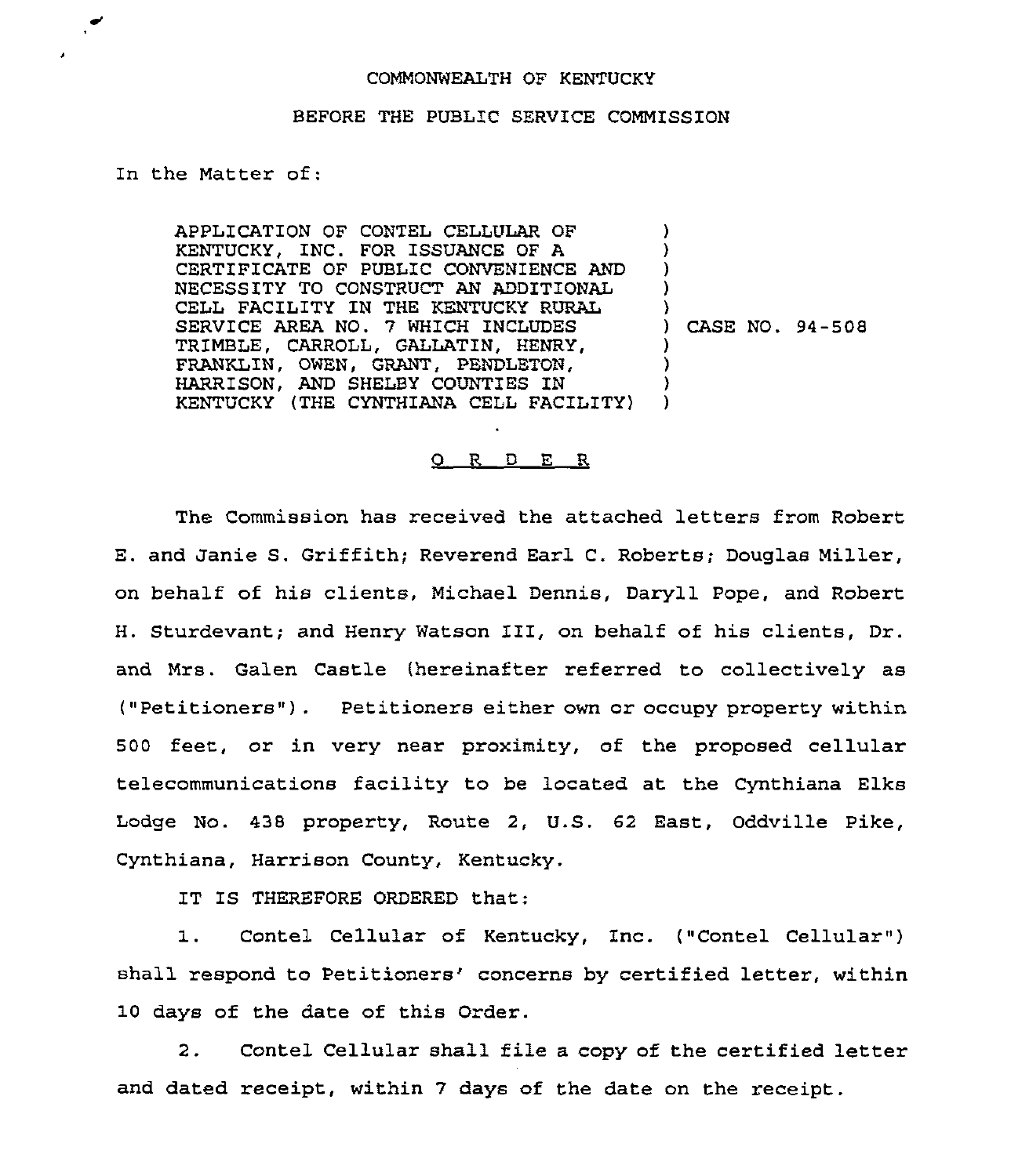COMMONWEALTH OF KENTUCKY

BEFORE THE PUBLIC SERVICE COMMISSION

In the Matter of:

APPLICATION OF CONTEL CELLULAR OF KENTUCKY, INC. FOR ISSUANCE OF A CERTIFICATE OF PUBLIC CONVENIENCE AND NECESSITY TO CONSTRUCT AN ADDITIONAL CELL FACILITY IN THE KENTUCKY RURAL SERVICE AREA NO. 7 WHICH INCLUDES TRIMBLE, CARROLL, GALLATIN, HENRY, FRANKLIN, OWEN, GRANT, PENDLETON, HARRISON, AND SHELBY COUNTIES IN KENTUCKY (THE CYNTHIANA CELL FACILITY) ) CASE NO. 94-508

O R D E R

The Commission has received the attached letters from Robert E. and Janie S. Griffith; Reverend Earl C. Roberts; Douglas Miller, on behalf of his clients, Michael Dennis, Daryll Pope, and Robert H. Sturdevant; and Henry Watson III, on behalf of his clients, Dr. and Mrs. Galen Castle (hereinafter referred to collectively as ("Petitioners"). Petitioners either own or occupy property within 500 feet, or in very near proximity, of the proposed cellular telecommunications facility to be located at the Cynthiana Elks Lodge No. 438 property, Route 2, U.S. 62 East, Oddville Pike, Cynthiana, Harrison County, Kentucky.

IT IS THEREFORE ORDERED that:

1. Contel Cellular of Kentucky, Inc. ("Contel Cellular") shall respond to Petitioners' concerns by certified letter, within 10 days of the date of this Order.

2. Contel Cellular shall file a copy of the certified letter and dated receipt, within 7 days of the date on the receipt.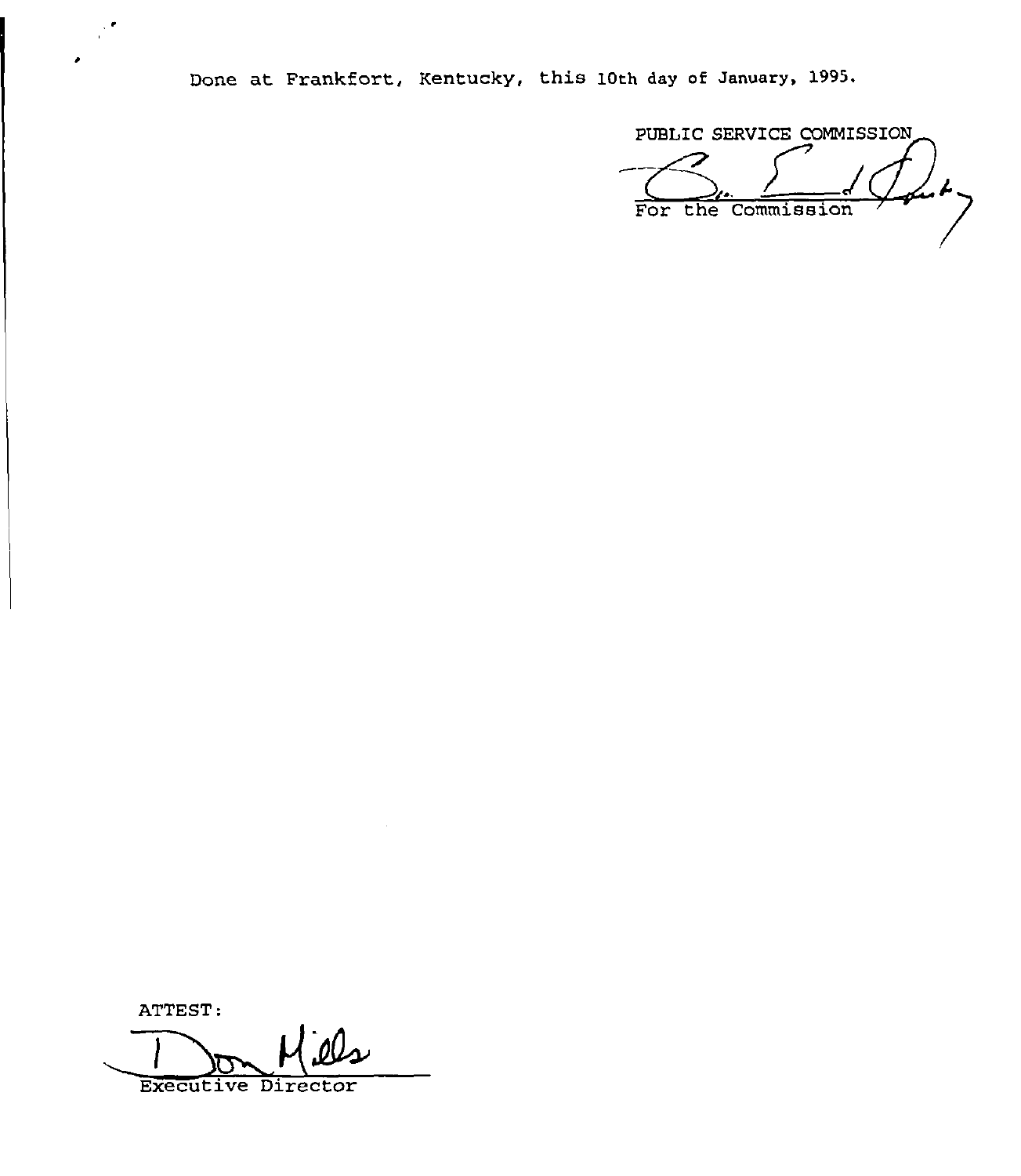Done at Frankfort, Kentucky, this 10th day of January, 1995.

PUBLIC SERVICE COMMISSION

For the Commission

ATTEST:

Executive Director